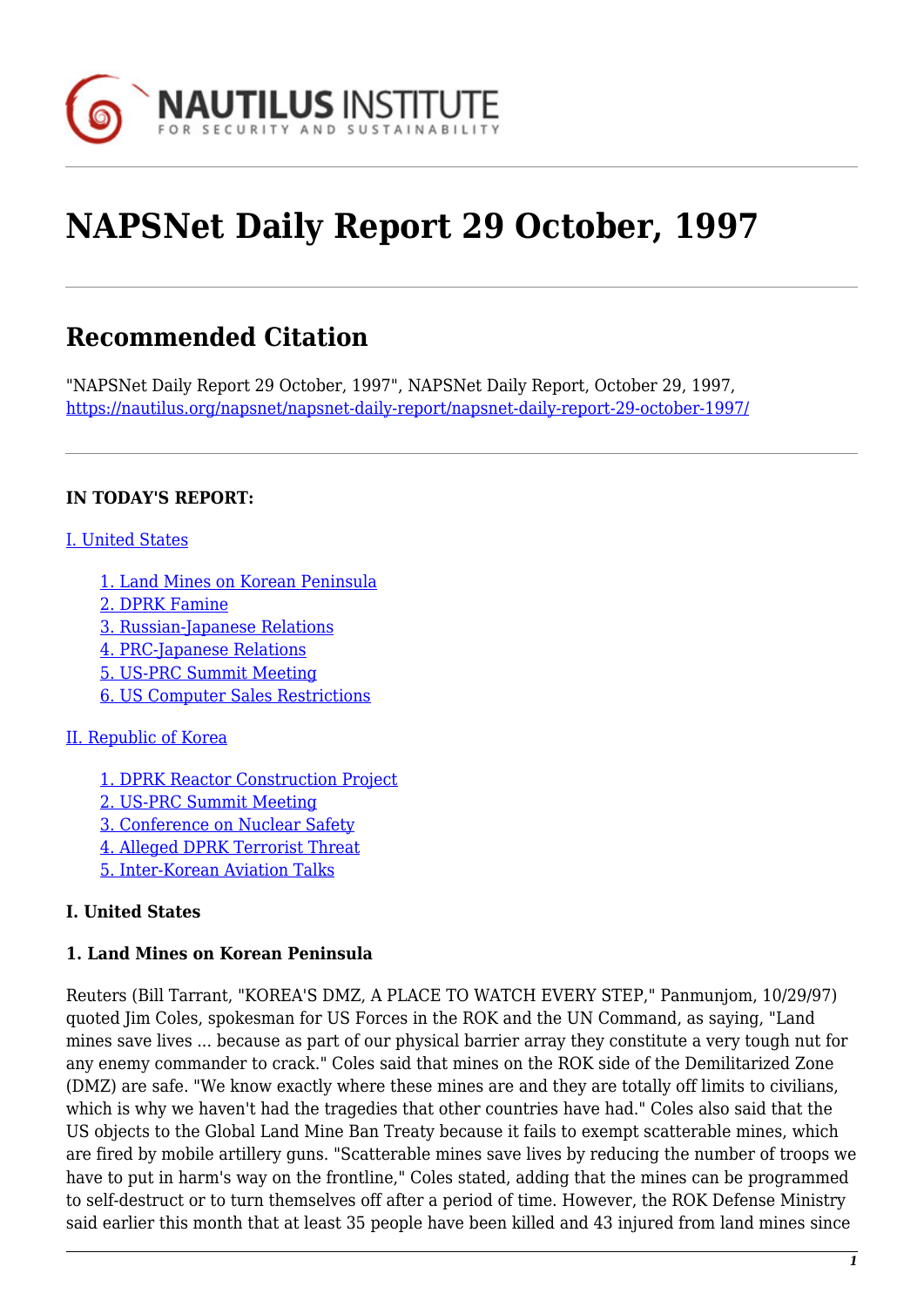# NAPSNet Daily Report 29 October, 1997

## Recommended Citation

"NAPSNet Daily Report 29 October, 1997", NAPSNet Daily Report, October 29, 1997, https://nautilus.org/napsnet/napsnet-daily-report/napsnet-daily-report-29-october-1997/

**IN TODAY'S REPORT:**

I. United States

1. Land Mines on Korean Peninsula
2. DPRK Famine
3. Russian-Japanese Relations
4. PRC-Japanese Relations
5. US-PRC Summit Meeting
6. US Computer Sales Restrictions

II. Republic of Korea

1. DPRK Reactor Construction Project
2. US-PRC Summit Meeting
3. Conference on Nuclear Safety
4. Alleged DPRK Terrorist Threat
5. Inter-Korean Aviation Talks

**I. United States**

**1. Land Mines on Korean Peninsula**

Reuters (Bill Tarrant, "KOREA'S DMZ, A PLACE TO WATCH EVERY STEP," Panmunjom, 10/29/97) quoted Jim Coles, spokesman for US Forces in the ROK and the UN Command, as saying, "Land mines save lives ... because as part of our physical barrier array they constitute a very tough nut for any enemy commander to crack." Coles said that mines on the ROK side of the Demilitarized Zone (DMZ) are safe. "We know exactly where these mines are and they are totally off limits to civilians, which is why we haven't had the tragedies that other countries have had." Coles also said that the US objects to the Global Land Mine Ban Treaty because it fails to exempt scatterable mines, which are fired by mobile artillery guns. "Scatterable mines save lives by reducing the number of troops we have to put in harm's way on the frontline," Coles stated, adding that the mines can be programmed to self-destruct or to turn themselves off after a period of time. However, the ROK Defense Ministry said earlier this month that at least 35 people have been killed and 43 injured from land mines since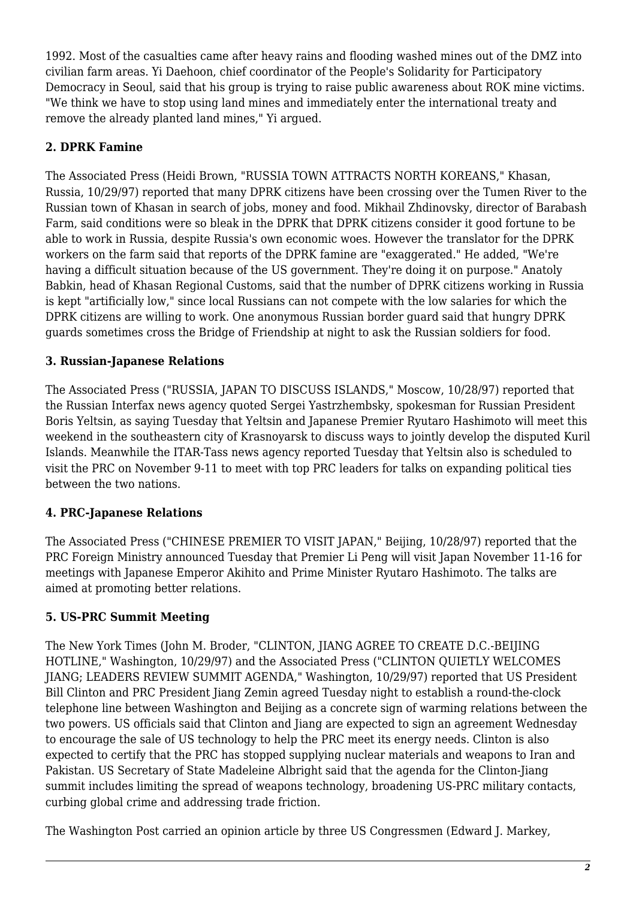1992. Most of the casualties came after heavy rains and flooding washed mines out of the DMZ into civilian farm areas. Yi Daehoon, chief coordinator of the People's Solidarity for Participatory Democracy in Seoul, said that his group is trying to raise public awareness about ROK mine victims. "We think we have to stop using land mines and immediately enter the international treaty and remove the already planted land mines," Yi argued.

### 2. DPRK Famine

The Associated Press (Heidi Brown, "RUSSIA TOWN ATTRACTS NORTH KOREANS," Khasan, Russia, 10/29/97) reported that many DPRK citizens have been crossing over the Tumen River to the Russian town of Khasan in search of jobs, money and food. Mikhail Zhdinovsky, director of Barabash Farm, said conditions were so bleak in the DPRK that DPRK citizens consider it good fortune to be able to work in Russia, despite Russia's own economic woes. However the translator for the DPRK workers on the farm said that reports of the DPRK famine are "exaggerated." He added, "We're having a difficult situation because of the US government. They're doing it on purpose." Anatoly Babkin, head of Khasan Regional Customs, said that the number of DPRK citizens working in Russia is kept "artificially low," since local Russians can not compete with the low salaries for which the DPRK citizens are willing to work. One anonymous Russian border guard said that hungry DPRK guards sometimes cross the Bridge of Friendship at night to ask the Russian soldiers for food.

### 3. Russian-Japanese Relations

The Associated Press ("RUSSIA, JAPAN TO DISCUSS ISLANDS," Moscow, 10/28/97) reported that the Russian Interfax news agency quoted Sergei Yastrzhembsky, spokesman for Russian President Boris Yeltsin, as saying Tuesday that Yeltsin and Japanese Premier Ryutaro Hashimoto will meet this weekend in the southeastern city of Krasnoyarsk to discuss ways to jointly develop the disputed Kuril Islands. Meanwhile the ITAR-Tass news agency reported Tuesday that Yeltsin also is scheduled to visit the PRC on November 9-11 to meet with top PRC leaders for talks on expanding political ties between the two nations.

### 4. PRC-Japanese Relations

The Associated Press ("CHINESE PREMIER TO VISIT JAPAN," Beijing, 10/28/97) reported that the PRC Foreign Ministry announced Tuesday that Premier Li Peng will visit Japan November 11-16 for meetings with Japanese Emperor Akihito and Prime Minister Ryutaro Hashimoto. The talks are aimed at promoting better relations.

### 5. US-PRC Summit Meeting

The New York Times (John M. Broder, "CLINTON, JIANG AGREE TO CREATE D.C.-BEIJING HOTLINE," Washington, 10/29/97) and the Associated Press ("CLINTON QUIETLY WELCOMES JIANG; LEADERS REVIEW SUMMIT AGENDA," Washington, 10/29/97) reported that US President Bill Clinton and PRC President Jiang Zemin agreed Tuesday night to establish a round-the-clock telephone line between Washington and Beijing as a concrete sign of warming relations between the two powers. US officials said that Clinton and Jiang are expected to sign an agreement Wednesday to encourage the sale of US technology to help the PRC meet its energy needs. Clinton is also expected to certify that the PRC has stopped supplying nuclear materials and weapons to Iran and Pakistan. US Secretary of State Madeleine Albright said that the agenda for the Clinton-Jiang summit includes limiting the spread of weapons technology, broadening US-PRC military contacts, curbing global crime and addressing trade friction.

The Washington Post carried an opinion article by three US Congressmen (Edward J. Markey,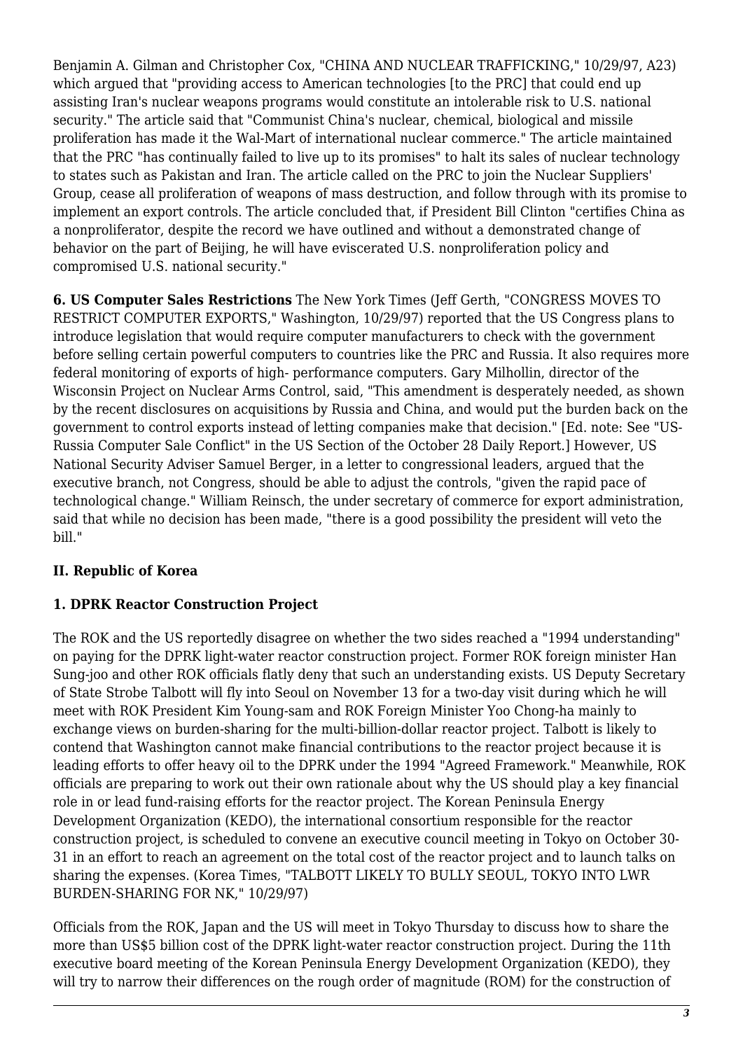Benjamin A. Gilman and Christopher Cox, "CHINA AND NUCLEAR TRAFFICKING," 10/29/97, A23) which argued that "providing access to American technologies [to the PRC] that could end up assisting Iran's nuclear weapons programs would constitute an intolerable risk to U.S. national security." The article said that "Communist China's nuclear, chemical, biological and missile proliferation has made it the Wal-Mart of international nuclear commerce." The article maintained that the PRC "has continually failed to live up to its promises" to halt its sales of nuclear technology to states such as Pakistan and Iran. The article called on the PRC to join the Nuclear Suppliers' Group, cease all proliferation of weapons of mass destruction, and follow through with its promise to implement an export controls. The article concluded that, if President Bill Clinton "certifies China as a nonproliferator, despite the record we have outlined and without a demonstrated change of behavior on the part of Beijing, he will have eviscerated U.S. nonproliferation policy and compromised U.S. national security."

**6. US Computer Sales Restrictions** The New York Times (Jeff Gerth, "CONGRESS MOVES TO RESTRICT COMPUTER EXPORTS," Washington, 10/29/97) reported that the US Congress plans to introduce legislation that would require computer manufacturers to check with the government before selling certain powerful computers to countries like the PRC and Russia. It also requires more federal monitoring of exports of high- performance computers. Gary Milhollin, director of the Wisconsin Project on Nuclear Arms Control, said, "This amendment is desperately needed, as shown by the recent disclosures on acquisitions by Russia and China, and would put the burden back on the government to control exports instead of letting companies make that decision." [Ed. note: See "US-Russia Computer Sale Conflict" in the US Section of the October 28 Daily Report.] However, US National Security Adviser Samuel Berger, in a letter to congressional leaders, argued that the executive branch, not Congress, should be able to adjust the controls, "given the rapid pace of technological change." William Reinsch, the under secretary of commerce for export administration, said that while no decision has been made, "there is a good possibility the president will veto the bill."

## II. Republic of Korea

### 1. DPRK Reactor Construction Project

The ROK and the US reportedly disagree on whether the two sides reached a "1994 understanding" on paying for the DPRK light-water reactor construction project. Former ROK foreign minister Han Sung-joo and other ROK officials flatly deny that such an understanding exists. US Deputy Secretary of State Strobe Talbott will fly into Seoul on November 13 for a two-day visit during which he will meet with ROK President Kim Young-sam and ROK Foreign Minister Yoo Chong-ha mainly to exchange views on burden-sharing for the multi-billion-dollar reactor project. Talbott is likely to contend that Washington cannot make financial contributions to the reactor project because it is leading efforts to offer heavy oil to the DPRK under the 1994 "Agreed Framework." Meanwhile, ROK officials are preparing to work out their own rationale about why the US should play a key financial role in or lead fund-raising efforts for the reactor project. The Korean Peninsula Energy Development Organization (KEDO), the international consortium responsible for the reactor construction project, is scheduled to convene an executive council meeting in Tokyo on October 30-31 in an effort to reach an agreement on the total cost of the reactor project and to launch talks on sharing the expenses. (Korea Times, "TALBOTT LIKELY TO BULLY SEOUL, TOKYO INTO LWR BURDEN-SHARING FOR NK," 10/29/97)

Officials from the ROK, Japan and the US will meet in Tokyo Thursday to discuss how to share the more than US$5 billion cost of the DPRK light-water reactor construction project. During the 11th executive board meeting of the Korean Peninsula Energy Development Organization (KEDO), they will try to narrow their differences on the rough order of magnitude (ROM) for the construction of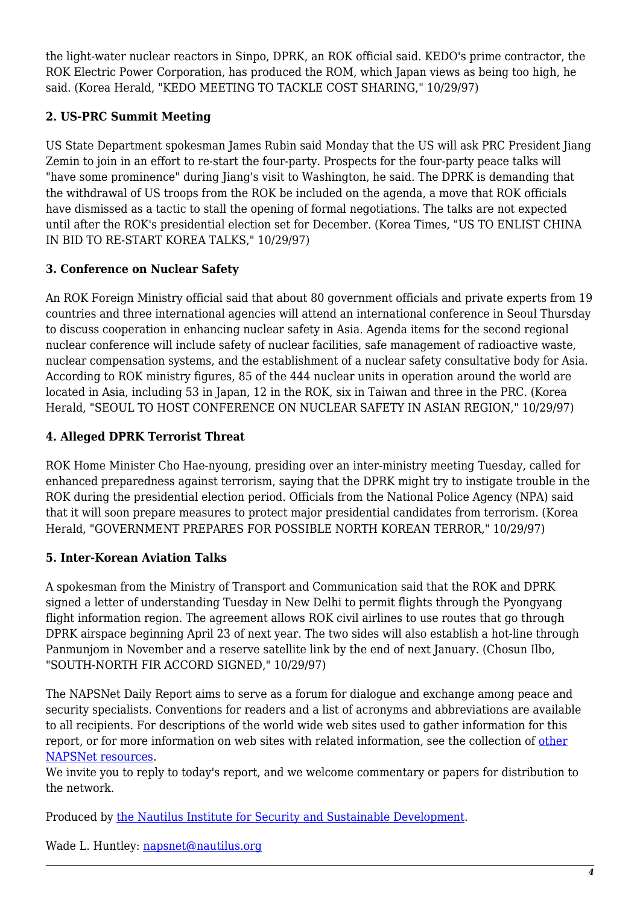the light-water nuclear reactors in Sinpo, DPRK, an ROK official said. KEDO's prime contractor, the ROK Electric Power Corporation, has produced the ROM, which Japan views as being too high, he said. (Korea Herald, "KEDO MEETING TO TACKLE COST SHARING," 10/29/97)

### 2. US-PRC Summit Meeting

US State Department spokesman James Rubin said Monday that the US will ask PRC President Jiang Zemin to join in an effort to re-start the four-party. Prospects for the four-party peace talks will "have some prominence" during Jiang's visit to Washington, he said. The DPRK is demanding that the withdrawal of US troops from the ROK be included on the agenda, a move that ROK officials have dismissed as a tactic to stall the opening of formal negotiations. The talks are not expected until after the ROK's presidential election set for December. (Korea Times, "US TO ENLIST CHINA IN BID TO RE-START KOREA TALKS," 10/29/97)

### 3. Conference on Nuclear Safety

An ROK Foreign Ministry official said that about 80 government officials and private experts from 19 countries and three international agencies will attend an international conference in Seoul Thursday to discuss cooperation in enhancing nuclear safety in Asia. Agenda items for the second regional nuclear conference will include safety of nuclear facilities, safe management of radioactive waste, nuclear compensation systems, and the establishment of a nuclear safety consultative body for Asia. According to ROK ministry figures, 85 of the 444 nuclear units in operation around the world are located in Asia, including 53 in Japan, 12 in the ROK, six in Taiwan and three in the PRC. (Korea Herald, "SEOUL TO HOST CONFERENCE ON NUCLEAR SAFETY IN ASIAN REGION," 10/29/97)

### 4. Alleged DPRK Terrorist Threat

ROK Home Minister Cho Hae-nyoung, presiding over an inter-ministry meeting Tuesday, called for enhanced preparedness against terrorism, saying that the DPRK might try to instigate trouble in the ROK during the presidential election period. Officials from the National Police Agency (NPA) said that it will soon prepare measures to protect major presidential candidates from terrorism. (Korea Herald, "GOVERNMENT PREPARES FOR POSSIBLE NORTH KOREAN TERROR," 10/29/97)

### 5. Inter-Korean Aviation Talks

A spokesman from the Ministry of Transport and Communication said that the ROK and DPRK signed a letter of understanding Tuesday in New Delhi to permit flights through the Pyongyang flight information region. The agreement allows ROK civil airlines to use routes that go through DPRK airspace beginning April 23 of next year. The two sides will also establish a hot-line through Panmunjom in November and a reserve satellite link by the end of next January. (Chosun Ilbo, "SOUTH-NORTH FIR ACCORD SIGNED," 10/29/97)

The NAPSNet Daily Report aims to serve as a forum for dialogue and exchange among peace and security specialists. Conventions for readers and a list of acronyms and abbreviations are available to all recipients. For descriptions of the world wide web sites used to gather information for this report, or for more information on web sites with related information, see the collection of other NAPSNet resources.
We invite you to reply to today's report, and we welcome commentary or papers for distribution to the network.

Produced by the Nautilus Institute for Security and Sustainable Development.

Wade L. Huntley: napsnet@nautilus.org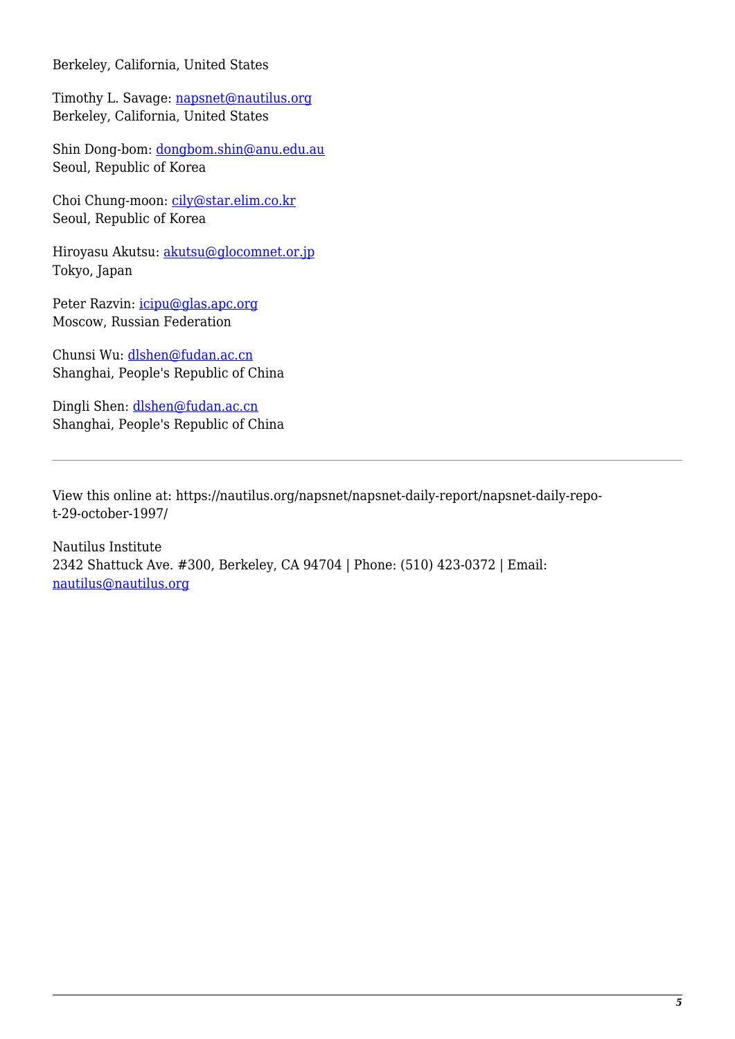Berkeley, California, United States

Timothy L. Savage: napsnet@nautilus.org
Berkeley, California, United States

Shin Dong-bom: dongbom.shin@anu.edu.au
Seoul, Republic of Korea

Choi Chung-moon: cily@star.elim.co.kr
Seoul, Republic of Korea

Hiroyasu Akutsu: akutsu@glocomnet.or.jp
Tokyo, Japan

Peter Razvin: icipu@glas.apc.org
Moscow, Russian Federation

Chunsi Wu: dlshen@fudan.ac.cn
Shanghai, People's Republic of China

Dingli Shen: dlshen@fudan.ac.cn
Shanghai, People's Republic of China

---

View this online at: https://nautilus.org/napsnet/napsnet-daily-report/napsnet-daily-report-29-october-1997/

Nautilus Institute
2342 Shattuck Ave. #300, Berkeley, CA 94704 | Phone: (510) 423-0372 | Email: nautilus@nautilus.org